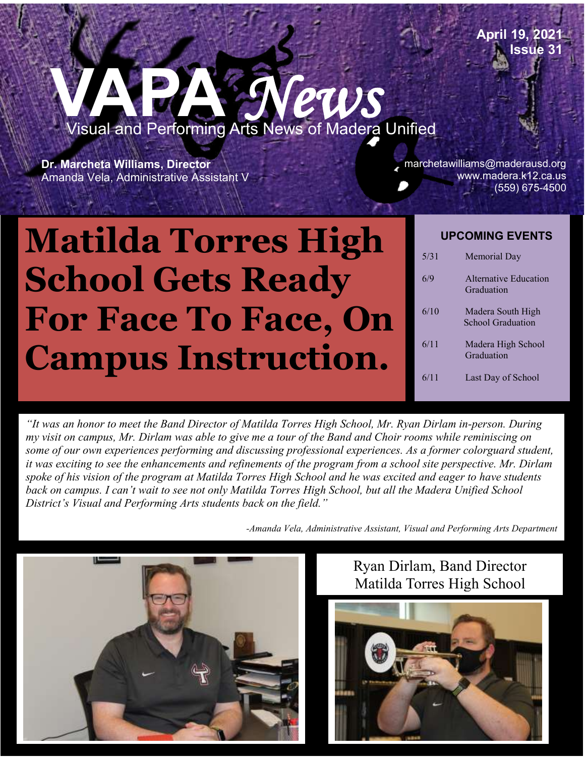April 19, 2021
Issue 31

# VAPA *News*

Visual and Performing Arts News of Madera Unified

**Dr. Marcheta Williams, Director**
Amanda Vela, Administrative Assistant V

marchetawilliams@maderausd.org
www.madera.k12.ca.us
(559) 675-4500

# Matilda Torres High School Gets Ready For Face To Face, On Campus Instruction.

**UPCOMING EVENTS**

| Date | Event |
|---|---|
| 5/31 | Memorial Day |
| 6/9 | Alternative Education Graduation |
| 6/10 | Madera South High School Graduation |
| 6/11 | Madera High School Graduation |
| 6/11 | Last Day of School |

*"It was an honor to meet the Band Director of Matilda Torres High School, Mr. Ryan Dirlam in-person. During my visit on campus, Mr. Dirlam was able to give me a tour of the Band and Choir rooms while reminiscing on some of our own experiences performing and discussing professional experiences. As a former colorguard student, it was exciting to see the enhancements and refinements of the program from a school site perspective. Mr. Dirlam spoke of his vision of the program at Matilda Torres High School and he was excited and eager to have students back on campus. I can't wait to see not only Matilda Torres High School, but all the Madera Unified School District's Visual and Performing Arts students back on the field."*

*-Amanda Vela, Administrative Assistant, Visual and Performing Arts Department*

Ryan Dirlam, Band Director
Matilda Torres High School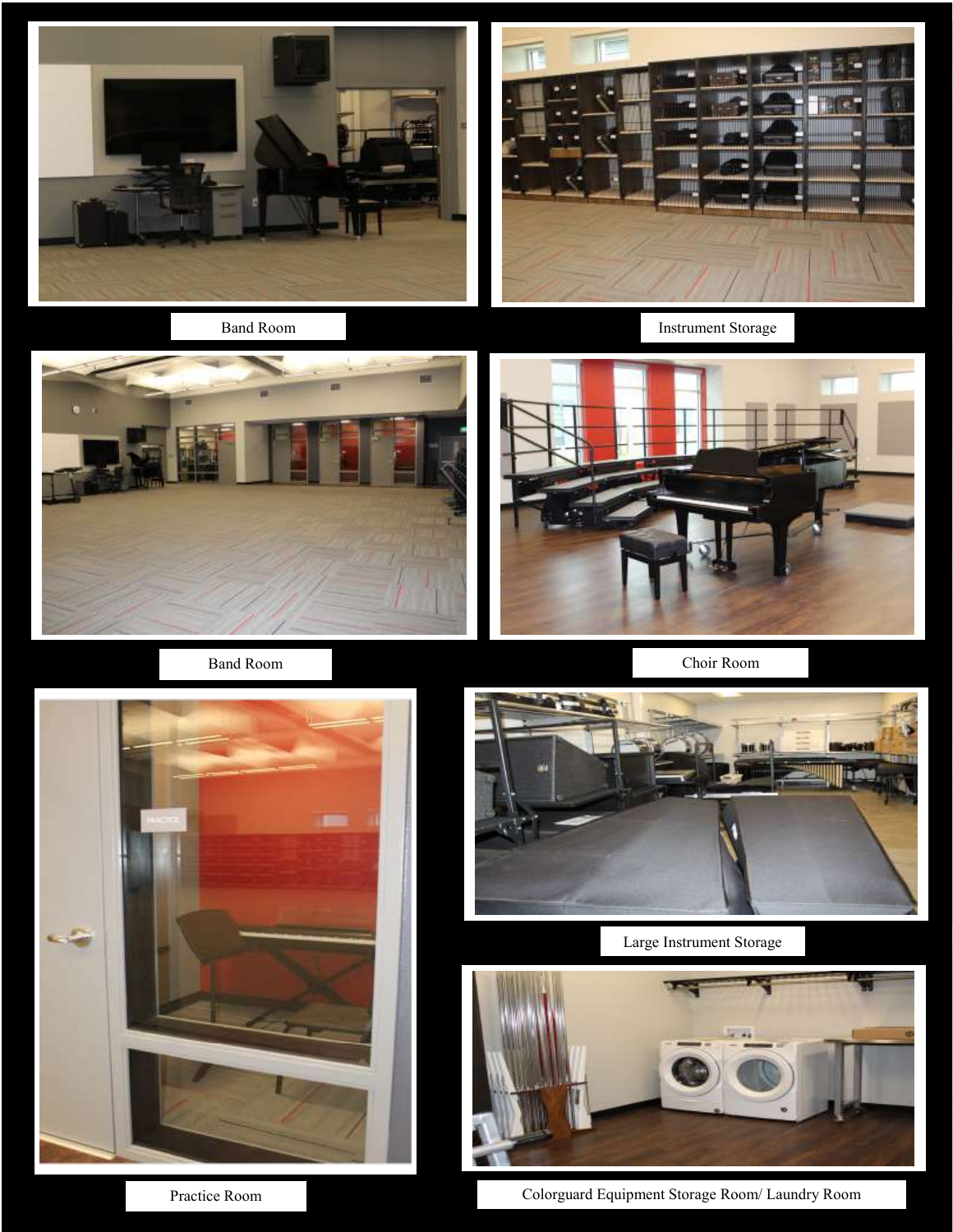Band Room

Instrument Storage

Band Room

Choir Room

Practice Room

Large Instrument Storage

Colorguard Equipment Storage Room/ Laundry Room